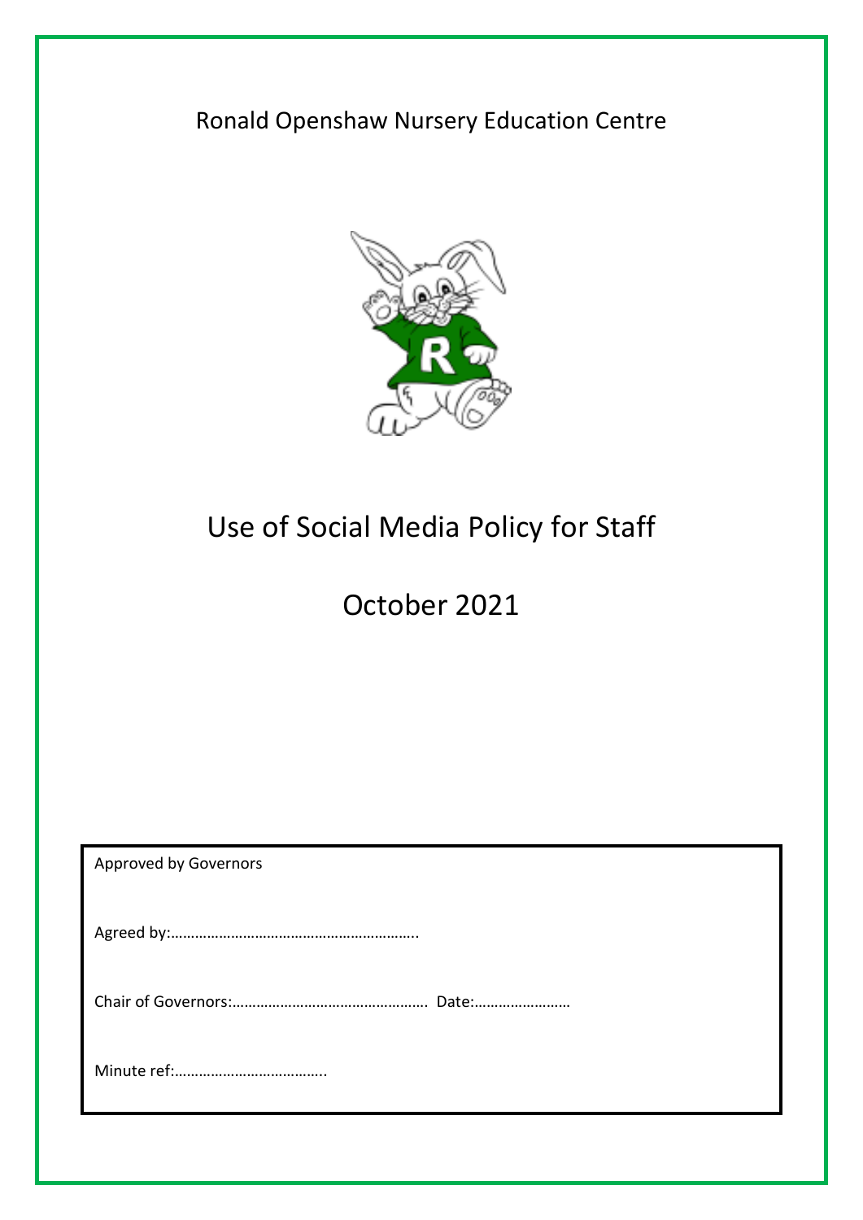Ronald Openshaw Nursery Education Centre

# Use of Social Media Policy for Staff

## October 2021

Approved by Governors

Agreed by:…………………………………………………..

Chair of Governors:……………………………………….. Date:……………………

Minute ref:………………………………..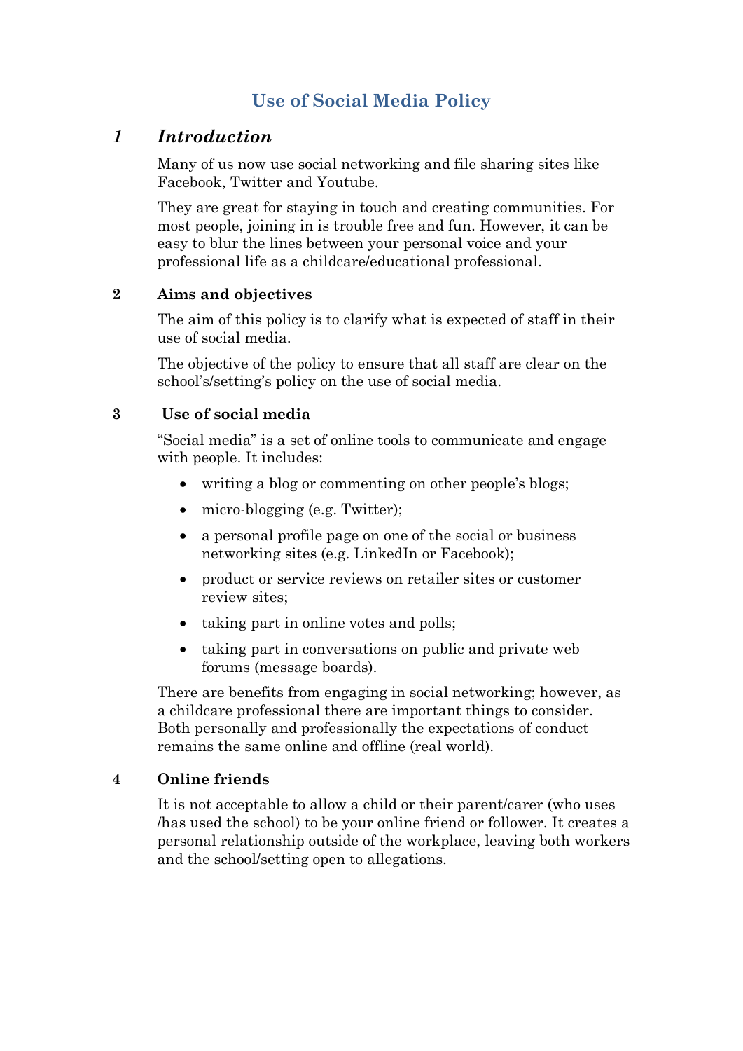# Use of Social Media Policy

## *1 Introduction*

Many of us now use social networking and file sharing sites like Facebook, Twitter and Youtube.

They are great for staying in touch and creating communities. For most people, joining in is trouble free and fun. However, it can be easy to blur the lines between your personal voice and your professional life as a childcare/educational professional.

### 2 Aims and objectives

The aim of this policy is to clarify what is expected of staff in their use of social media.

The objective of the policy to ensure that all staff are clear on the school's/setting's policy on the use of social media.

### 3 Use of social media

"Social media" is a set of online tools to communicate and engage with people. It includes:

- writing a blog or commenting on other people's blogs;
- micro-blogging (e.g. Twitter);
- a personal profile page on one of the social or business networking sites (e.g. LinkedIn or Facebook);
- product or service reviews on retailer sites or customer review sites;
- taking part in online votes and polls;
- taking part in conversations on public and private web forums (message boards).

There are benefits from engaging in social networking; however, as a childcare professional there are important things to consider. Both personally and professionally the expectations of conduct remains the same online and offline (real world).

### 4 Online friends

It is not acceptable to allow a child or their parent/carer (who uses /has used the school) to be your online friend or follower. It creates a personal relationship outside of the workplace, leaving both workers and the school/setting open to allegations.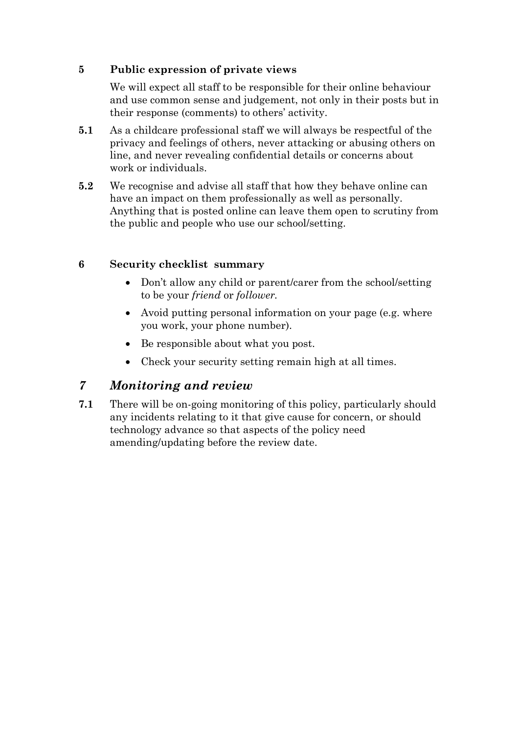### 5 Public expression of private views

We will expect all staff to be responsible for their online behaviour and use common sense and judgement, not only in their posts but in their response (comments) to others' activity.

**5.1** As a childcare professional staff we will always be respectful of the privacy and feelings of others, never attacking or abusing others on line, and never revealing confidential details or concerns about work or individuals.

**5.2** We recognise and advise all staff that how they behave online can have an impact on them professionally as well as personally. Anything that is posted online can leave them open to scrutiny from the public and people who use our school/setting.

### 6 Security checklist summary

- Don't allow any child or parent/carer from the school/setting to be your *friend* or *follower*.
- Avoid putting personal information on your page (e.g. where you work, your phone number).
- Be responsible about what you post.
- Check your security setting remain high at all times.

## *7 Monitoring and review*

**7.1** There will be on-going monitoring of this policy, particularly should any incidents relating to it that give cause for concern, or should technology advance so that aspects of the policy need amending/updating before the review date.